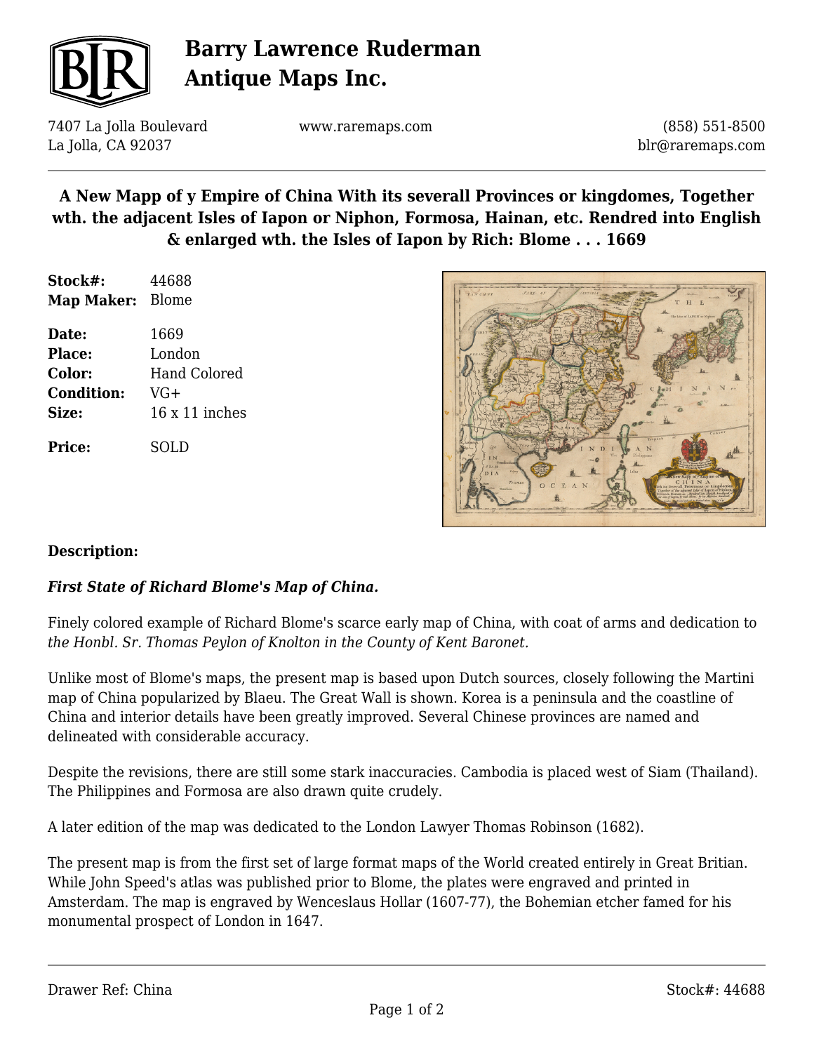# Barry Lawrence Ruderman Antique Maps Inc.

7407 La Jolla Boulevard
La Jolla, CA 92037

www.raremaps.com

(858) 551-8500
blr@raremaps.com

## A New Mapp of y Empire of China With its severall Provinces or kingdomes, Together wth. the adjacent Isles of Iapon or Niphon, Formosa, Hainan, etc. Rendred into English & enlarged wth. the Isles of Iapon by Rich: Blome . . . 1669

**Stock#:** 44688
**Map Maker:** Blome

**Date:** 1669
**Place:** London
**Color:** Hand Colored
**Condition:** VG+
**Size:** 16 x 11 inches

**Price:** SOLD

**Description:**

***First State of Richard Blome's Map of China.***

Finely colored example of Richard Blome's scarce early map of China, with coat of arms and dedication to *the Honbl. Sr. Thomas Peylon of Knolton in the County of Kent Baronet.*

Unlike most of Blome's maps, the present map is based upon Dutch sources, closely following the Martini map of China popularized by Blaeu. The Great Wall is shown. Korea is a peninsula and the coastline of China and interior details have been greatly improved. Several Chinese provinces are named and delineated with considerable accuracy.

Despite the revisions, there are still some stark inaccuracies. Cambodia is placed west of Siam (Thailand). The Philippines and Formosa are also drawn quite crudely.

A later edition of the map was dedicated to the London Lawyer Thomas Robinson (1682).

The present map is from the first set of large format maps of the World created entirely in Great Britian. While John Speed's atlas was published prior to Blome, the plates were engraved and printed in Amsterdam. The map is engraved by Wenceslaus Hollar (1607-77), the Bohemian etcher famed for his monumental prospect of London in 1647.

Drawer Ref: China

Stock#: 44688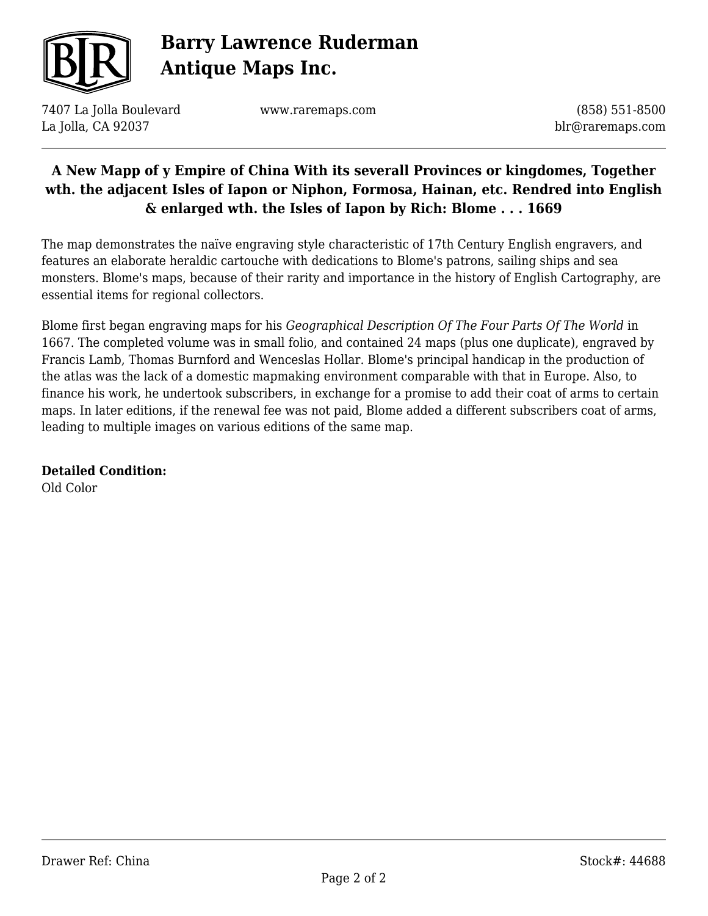**A New Mapp of y Empire of China With its severall Provinces or kingdomes, Together wth. the adjacent Isles of Iapon or Niphon, Formosa, Hainan, etc. Rendred into English & enlarged wth. the Isles of Iapon by Rich: Blome . . . 1669**

The map demonstrates the naïve engraving style characteristic of 17th Century English engravers, and features an elaborate heraldic cartouche with dedications to Blome's patrons, sailing ships and sea monsters. Blome's maps, because of their rarity and importance in the history of English Cartography, are essential items for regional collectors.

Blome first began engraving maps for his *Geographical Description Of The Four Parts Of The World* in 1667. The completed volume was in small folio, and contained 24 maps (plus one duplicate), engraved by Francis Lamb, Thomas Burnford and Wenceslas Hollar. Blome's principal handicap in the production of the atlas was the lack of a domestic mapmaking environment comparable with that in Europe. Also, to finance his work, he undertook subscribers, in exchange for a promise to add their coat of arms to certain maps. In later editions, if the renewal fee was not paid, Blome added a different subscribers coat of arms, leading to multiple images on various editions of the same map.

**Detailed Condition:**
Old Color

Drawer Ref: China

Stock#: 44688